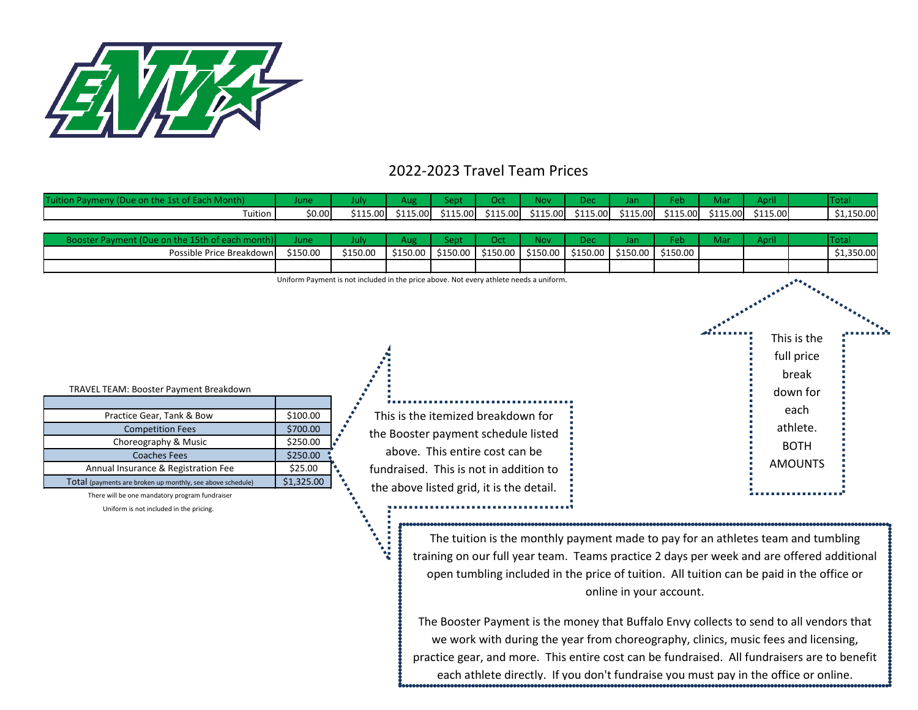# 2022-2023 Travel Team Prices

| Tuition Paymeny (Due on the 1st of Each Month) | June | July | Aug | Sept | Oct | Nov | Dec | Jan | Feb | Mar | April | | Total |
|---|---|---|---|---|---|---|---|---|---|---|---|---|---|
| Tuition | $0.00 | $115.00 | $115.00 | $115.00 | $115.00 | $115.00 | $115.00 | $115.00 | $115.00 | $115.00 | $115.00 | | $1,150.00 |

| Booster Payment (Due on the 15th of each month) | June | July | Aug | Sept | Oct | Nov | Dec | Jan | Feb | Mar | April | | Total |
|---|---|---|---|---|---|---|---|---|---|---|---|---|---|
| Possible Price Breakdown | $150.00 | $150.00 | $150.00 | $150.00 | $150.00 | $150.00 | $150.00 | $150.00 | $150.00 | | | | $1,350.00 |
| | | | | | | | | | | | | | |

Uniform Payment is not included in the price above. Not every athlete needs a uniform.

This is the full price break down for each athlete. BOTH AMOUNTS

TRAVEL TEAM: Booster Payment Breakdown

| | |
|---|---|
| Practice Gear, Tank & Bow | $100.00 |
| Competition Fees | $700.00 |
| Choreography & Music | $250.00 |
| Coaches Fees | $250.00 |
| Annual Insurance & Registration Fee | $25.00 |
| Total (payments are broken up monthly, see above schedule) | $1,325.00 |

There will be one mandatory program fundraiser

Uniform is not included in the pricing.

This is the itemized breakdown for the Booster payment schedule listed above. This entire cost can be fundraised. This is not in addition to the above listed grid, it is the detail.

The tuition is the monthly payment made to pay for an athletes team and tumbling training on our full year team. Teams practice 2 days per week and are offered additional open tumbling included in the price of tuition. All tuition can be paid in the office or online in your account.

The Booster Payment is the money that Buffalo Envy collects to send to all vendors that we work with during the year from choreography, clinics, music fees and licensing, practice gear, and more. This entire cost can be fundraised. All fundraisers are to benefit each athlete directly. If you don't fundraise you must pay in the office or online.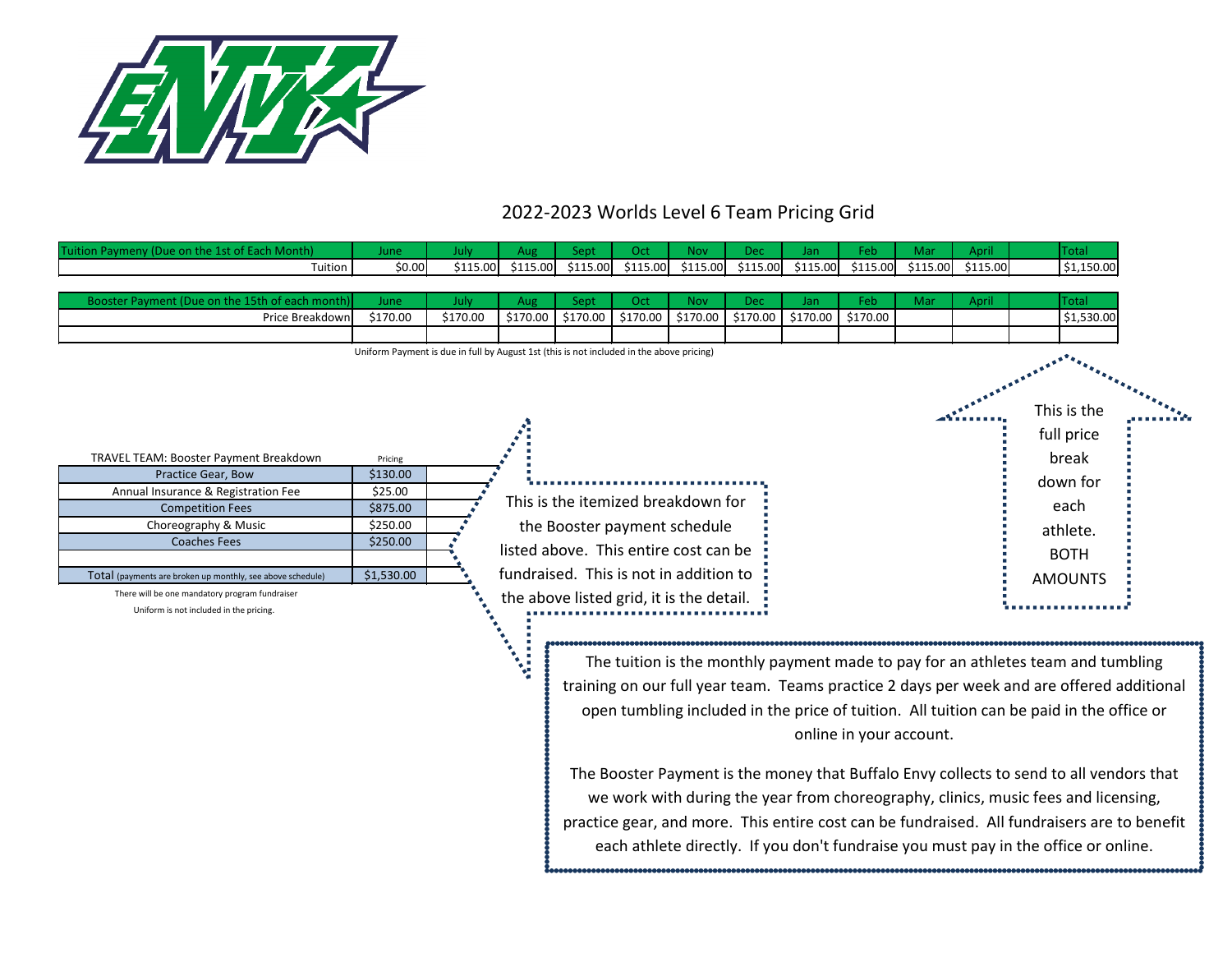# 2022-2023 Worlds Level 6 Team Pricing Grid

| Tuition Paymeny (Due on the 1st of Each Month) | June | July | Aug | Sept | Oct | Nov | Dec | Jan | Feb | Mar | April | | Total |
|---|---|---|---|---|---|---|---|---|---|---|---|---|---|
| Tuition | $0.00 | $115.00 | $115.00 | $115.00 | $115.00 | $115.00 | $115.00 | $115.00 | $115.00 | $115.00 | $115.00 | | $1,150.00 |

| Booster Payment (Due on the 15th of each month) | June | July | Aug | Sept | Oct | Nov | Dec | Jan | Feb | Mar | April | | Total |
|---|---|---|---|---|---|---|---|---|---|---|---|---|---|
| Price Breakdown | $170.00 | $170.00 | $170.00 | $170.00 | $170.00 | $170.00 | $170.00 | $170.00 | $170.00 | | | | $1,530.00 |
| | | | | | | | | | | | | | |

Uniform Payment is due in full by August 1st (this is not included in the above pricing)

This is the full price break down for each athlete. BOTH AMOUNTS

| TRAVEL TEAM: Booster Payment Breakdown | Pricing |
|---|---|
| Practice Gear, Bow | $130.00 |
| Annual Insurance & Registration Fee | $25.00 |
| Competition Fees | $875.00 |
| Choreography & Music | $250.00 |
| Coaches Fees | $250.00 |
| | |
| Total (payments are broken up monthly, see above schedule) | $1,530.00 |

There will be one mandatory program fundraiser

Uniform is not included in the pricing.

This is the itemized breakdown for the Booster payment schedule listed above. This entire cost can be fundraised. This is not in addition to the above listed grid, it is the detail.

The tuition is the monthly payment made to pay for an athletes team and tumbling training on our full year team. Teams practice 2 days per week and are offered additional open tumbling included in the price of tuition. All tuition can be paid in the office or online in your account.

The Booster Payment is the money that Buffalo Envy collects to send to all vendors that we work with during the year from choreography, clinics, music fees and licensing, practice gear, and more. This entire cost can be fundraised. All fundraisers are to benefit each athlete directly. If you don't fundraise you must pay in the office or online.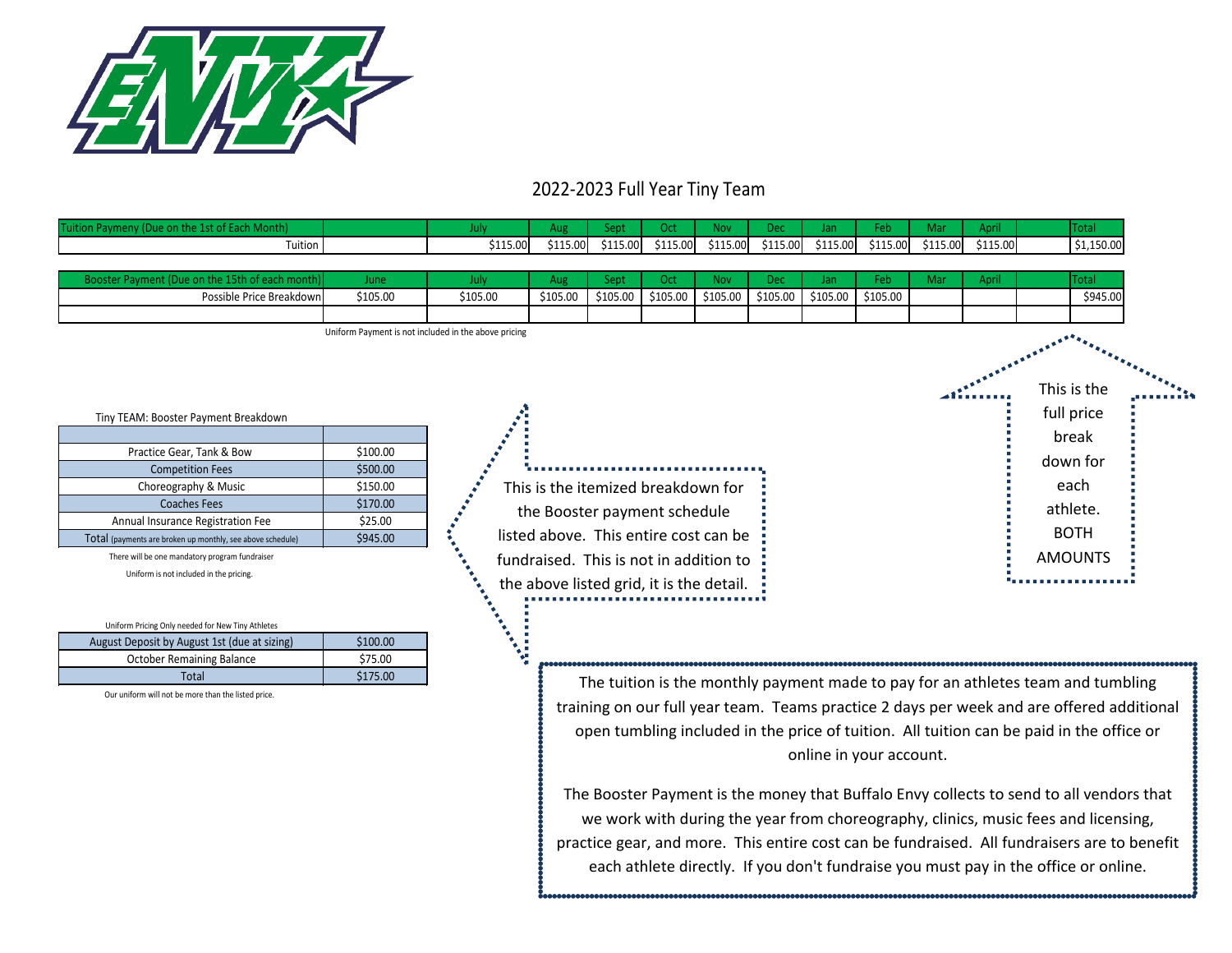## 2022-2023 Full Year Tiny Team

| Tuition Paymeny (Due on the 1st of Each Month) | | July | Aug | Sept | Oct | Nov | Dec | Jan | Feb | Mar | April | | Total |
|---|---|---|---|---|---|---|---|---|---|---|---|---|---|
| Tuition | | $115.00 | $115.00 | $115.00 | $115.00 | $115.00 | $115.00 | $115.00 | $115.00 | $115.00 | $115.00 | | $1,150.00 |

| Booster Payment (Due on the 15th of each month) | June | July | Aug | Sept | Oct | Nov | Dec | Jan | Feb | Mar | April | | Total |
|---|---|---|---|---|---|---|---|---|---|---|---|---|---|
| Possible Price Breakdown | $105.00 | $105.00 | $105.00 | $105.00 | $105.00 | $105.00 | $105.00 | $105.00 | $105.00 | | | | $945.00 |
| | | | | | | | | | | | | | |

Uniform Payment is not included in the above pricing

This is the full price break down for each athlete. BOTH AMOUNTS

Tiny TEAM: Booster Payment Breakdown

| | |
|---|---|
| Practice Gear, Tank & Bow | $100.00 |
| Competition Fees | $500.00 |
| Choreography & Music | $150.00 |
| Coaches Fees | $170.00 |
| Annual Insurance Registration Fee | $25.00 |
| Total (payments are broken up monthly, see above schedule) | $945.00 |

There will be one mandatory program fundraiser

Uniform is not included in the pricing.

This is the itemized breakdown for the Booster payment schedule listed above. This entire cost can be fundraised. This is not in addition to the above listed grid, it is the detail.

Uniform Pricing Only needed for New Tiny Athletes

| | |
|---|---|
| August Deposit by August 1st (due at sizing) | $100.00 |
| October Remaining Balance | $75.00 |
| Total | $175.00 |

Our uniform will not be more than the listed price.

The tuition is the monthly payment made to pay for an athletes team and tumbling training on our full year team. Teams practice 2 days per week and are offered additional open tumbling included in the price of tuition. All tuition can be paid in the office or online in your account.

The Booster Payment is the money that Buffalo Envy collects to send to all vendors that we work with during the year from choreography, clinics, music fees and licensing, practice gear, and more. This entire cost can be fundraised. All fundraisers are to benefit each athlete directly. If you don't fundraise you must pay in the office or online.